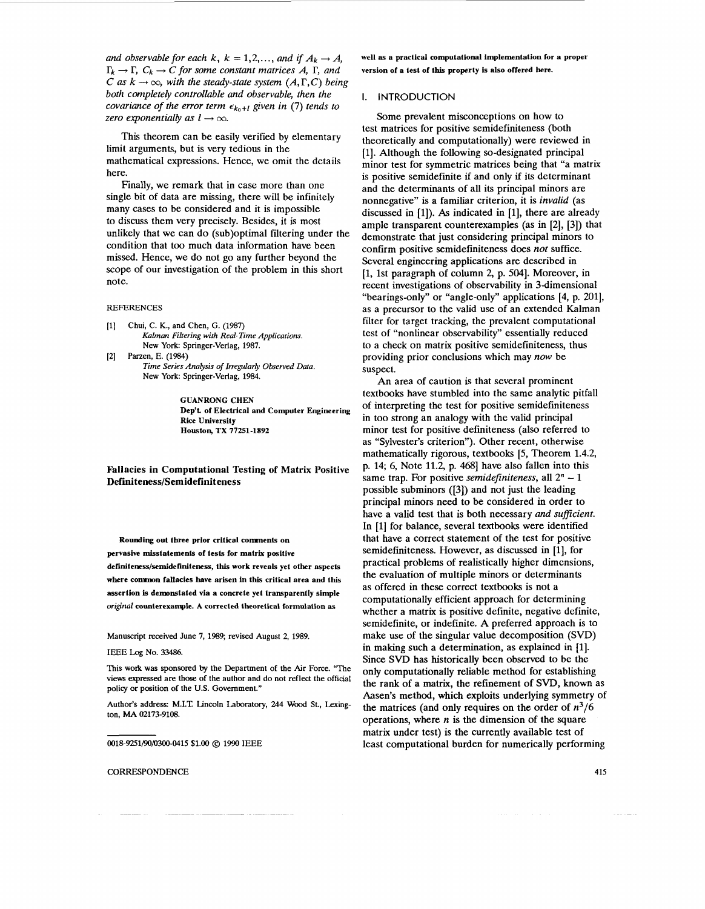*and observable for each $k$, $k = 1,2,\ldots$, and if $A_k \to A$, $\Gamma_k \to \Gamma$, $C_k \to C$ for some constant matrices $A$, $\Gamma$, and $C$ as $k \to \infty$, with the steady-state system $(A, \Gamma, C)$ being both completely controllable and observable, then the covariance of the error term $\epsilon_{k_0+l}$ given in (7) tends to zero exponentially as $l \to \infty$.*

This theorem can be easily verified by elementary limit arguments, but is very tedious in the mathematical expressions. Hence, we omit the details here.

Finally, we remark that in case more than one single bit of data are missing, there will be infinitely many cases to be considered and it is impossible to discuss them very precisely. Besides, it is most unlikely that we can do (sub)optimal filtering under the condition that too much data information have been missed. Hence, we do not go any further beyond the scope of our investigation of the problem in this short note.

REFERENCES

[1] Chui, C. K., and Chen, G. (1987) *Kalman Filtering with Real-Time Applications.* New York: Springer-Verlag, 1987.

[2] Parzen, E. (1984) *Time Series Analysis of Irregularly Observed Data.* New York: Springer-Verlag, 1984.

**GUANRONG CHEN**
**Dep't. of Electrical and Computer Engineering**
**Rice University**
**Houston, TX 77251-1892**

## Fallacies in Computational Testing of Matrix Positive Definiteness/Semidefiniteness

**Rounding out three prior critical comments on pervasive misstatements of tests for matrix positive definiteness/semidefiniteness, this work reveals yet other aspects where common fallacies have arisen in this critical area and this assertion is demonstated via a concrete yet transparently simple *original* counterexample. A corrected theoretical formulation as well as a practical computational implementation for a proper version of a test of this property is also offered here.**

Manuscript received June 7, 1989; revised August 2, 1989.

IEEE Log No. 33486.

This work was sponsored by the Department of the Air Force. "The views expressed are those of the author and do not reflect the official policy or position of the U.S. Government."

Author's address: M.I.T. Lincoln Laboratory, 244 Wood St., Lexington, MA 02173-9108.

0018-9251/90/0300-0415 $1.00 © 1990 IEEE

## I. INTRODUCTION

Some prevalent misconceptions on how to test matrices for positive semidefiniteness (both theoretically and computationally) were reviewed in [1]. Although the following so-designated principal minor test for symmetric matrices being that "a matrix is positive semidefinite if and only if its determinant and the determinants of all its principal minors are nonnegative" is a familiar criterion, it is *invalid* (as discussed in [1]). As indicated in [1], there are already ample transparent counterexamples (as in [2], [3]) that demonstrate that just considering principal minors to confirm positive semidefiniteness does *not* suffice. Several engineering applications are described in [1, 1st paragraph of column 2, p. 504]. Moreover, in recent investigations of observability in 3-dimensional "bearings-only" or "angle-only" applications [4, p. 201], as a precursor to the valid use of an extended Kalman filter for target tracking, the prevalent computational test of "nonlinear observability" essentially reduced to a check on matrix positive semidefiniteness, thus providing prior conclusions which may *now* be suspect.

An area of caution is that several prominent textbooks have stumbled into the same analytic pitfall of interpreting the test for positive semidefiniteness in too strong an analogy with the valid principal minor test for positive definiteness (also referred to as "Sylvester's criterion"). Other recent, otherwise mathematically rigorous, textbooks [5, Theorem 1.4.2, p. 14; 6, Note 11.2, p. 468] have also fallen into this same trap. For positive *semidefiniteness*, all $2^n - 1$ possible subminors ([3]) and not just the leading principal minors need to be considered in order to have a valid test that is both necessary *and sufficient*. In [1] for balance, several textbooks were identified that have a correct statement of the test for positive semidefiniteness. However, as discussed in [1], for practical problems of realistically higher dimensions, the evaluation of multiple minors or determinants as offered in these correct textbooks is not a computationally efficient approach for determining whether a matrix is positive definite, negative definite, semidefinite, or indefinite. A preferred approach is to make use of the singular value decomposition (SVD) in making such a determination, as explained in [1]. Since SVD has historically been observed to be the only computationally reliable method for establishing the rank of a matrix, the refinement of SVD, known as Aasen's method, which exploits underlying symmetry of the matrices (and only requires on the order of $n^3/6$ operations, where $n$ is the dimension of the square matrix under test) is the currently available test of least computational burden for numerically performing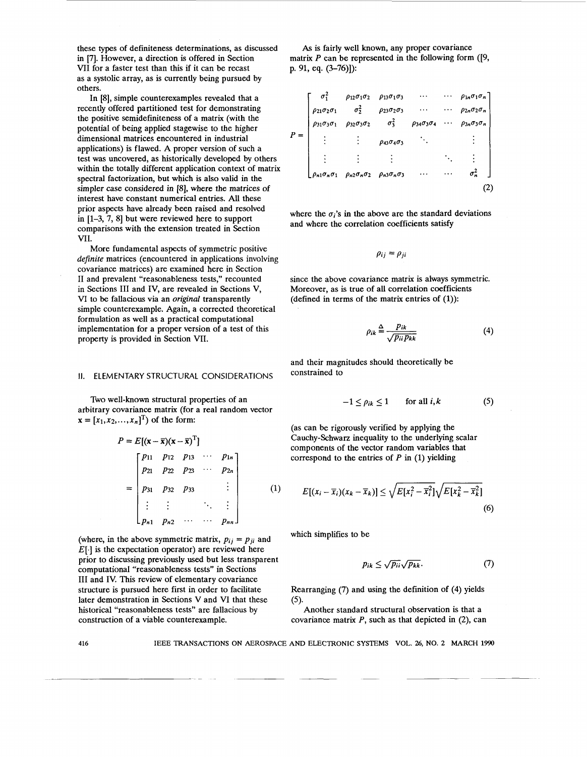these types of definiteness determinations, as discussed in [7]. However, a direction is offered in Section VII for a faster test than this if it can be recast as a systolic array, as is currently being pursued by others.

In [8], simple counterexamples revealed that a recently offered partitioned test for demonstrating the positive semidefiniteness of a matrix (with the potential of being applied stagewise to the higher dimensional matrices encountered in industrial applications) is flawed. A proper version of such a test was uncovered, as historically developed by others within the totally different application context of matrix spectral factorization, but which is also valid in the simpler case considered in [8], where the matrices of interest have constant numerical entries. All these prior aspects have already been raised and resolved in [1–3, 7, 8] but were reviewed here to support comparisons with the extension treated in Section VII.

More fundamental aspects of symmetric positive *definite* matrices (encountered in applications involving covariance matrices) are examined here in Section II and prevalent "reasonableness tests," recounted in Sections III and IV, are revealed in Sections V, VI to be fallacious via an *original* transparently simple counterexample. Again, a corrected theoretical formulation as well as a practical computational implementation for a proper version of a test of this property is provided in Section VII.

## II. ELEMENTARY STRUCTURAL CONSIDERATIONS

Two well-known structural properties of an arbitrary covariance matrix (for a real random vector $\mathbf{x} = [x_1, x_2, \ldots, x_n]^T$) of the form:

$$P = E[(\mathbf{x} - \overline{\mathbf{x}})(\mathbf{x} - \overline{\mathbf{x}})^T]$$
$$= \begin{bmatrix} p_{11} & p_{12} & p_{13} & \cdots & p_{1n} \\ p_{21} & p_{22} & p_{23} & \cdots & p_{2n} \\ p_{31} & p_{32} & p_{33} & & \vdots \\ \vdots & \vdots & & \ddots & \vdots \\ p_{n1} & p_{n2} & \cdots & \cdots & p_{nn} \end{bmatrix} \tag{1}$$

(where, in the above symmetric matrix, $p_{ij} = p_{ji}$ and $E[\cdot]$ is the expectation operator) are reviewed here prior to discussing previously used but less transparent computational "reasonableness tests" in Sections III and IV. This review of elementary covariance structure is pursued here first in order to facilitate later demonstration in Sections V and VI that these historical "reasonableness tests" are fallacious by construction of a viable counterexample.

As is fairly well known, any proper covariance matrix $P$ can be represented in the following form ([9, p. 91, eq. (3–76)]):

$$P = \begin{bmatrix} \sigma_1^2 & \rho_{12}\sigma_1\sigma_2 & \rho_{13}\sigma_1\sigma_3 & \cdots & \cdots & \rho_{1n}\sigma_1\sigma_n \\ \rho_{21}\sigma_2\sigma_1 & \sigma_2^2 & \rho_{23}\sigma_2\sigma_3 & \cdots & \cdots & \rho_{2n}\sigma_2\sigma_n \\ \rho_{31}\sigma_3\sigma_1 & \rho_{32}\sigma_3\sigma_2 & \sigma_3^2 & \rho_{34}\sigma_3\sigma_4 & \cdots & \rho_{3n}\sigma_3\sigma_n \\ \vdots & \vdots & \rho_{43}\sigma_4\sigma_3 & \ddots & & \vdots \\ \vdots & \vdots & \vdots & & \ddots & \vdots \\ \rho_{n1}\sigma_n\sigma_1 & \rho_{n2}\sigma_n\sigma_2 & \rho_{n3}\sigma_n\sigma_3 & \cdots & \cdots & \sigma_n^2 \end{bmatrix} \tag{2}$$

where the $\sigma_i$'s in the above are the standard deviations and where the correlation coefficients satisfy

$$\rho_{ij} = \rho_{ji}$$

since the above covariance matrix is always symmetric. Moreover, as is true of all correlation coefficients (defined in terms of the matrix entries of (1)):

$$\rho_{ik} \triangleq \frac{p_{ik}}{\sqrt{p_{ii}p_{kk}}} \tag{4}$$

and their magnitudes should theoretically be constrained to

$$-1 \leq \rho_{ik} \leq 1 \qquad \text{for all } i, k \tag{5}$$

(as can be rigorously verified by applying the Cauchy-Schwarz inequality to the underlying scalar components of the vector random variables that correspond to the entries of $P$ in (1) yielding

$$E[(x_i - \overline{x}_i)(x_k - \overline{x}_k)] \leq \sqrt{E[x_i^2 - \overline{x}_i^2]}\sqrt{E[x_k^2 - \overline{x}_k^2]} \tag{6}$$

which simplifies to be

$$p_{ik} \leq \sqrt{p_{ii}}\sqrt{p_{kk}}. \tag{7}$$

Rearranging (7) and using the definition of (4) yields (5).

Another standard structural observation is that a covariance matrix $P$, such as that depicted in (2), can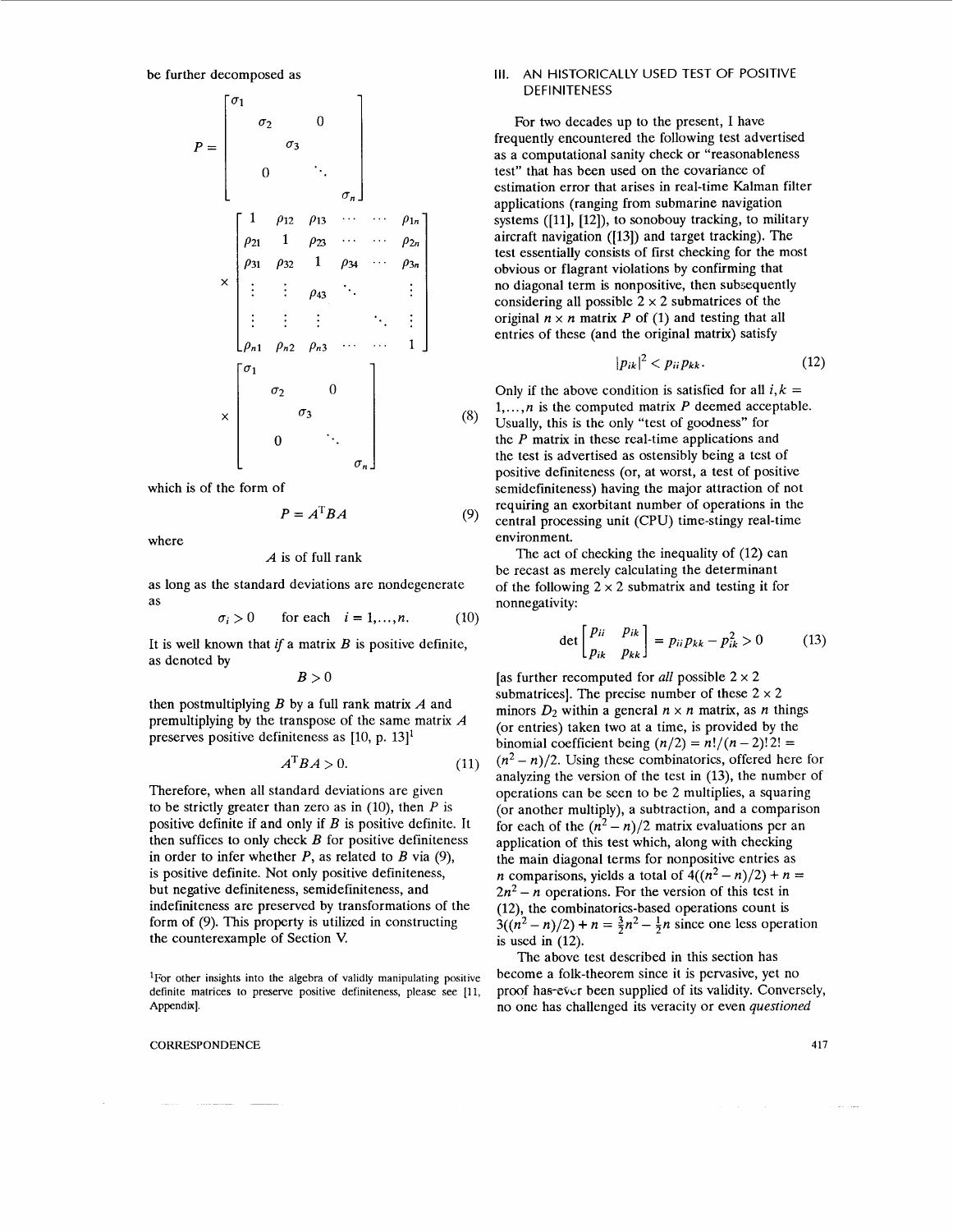be further decomposed as

$$
P = \begin{bmatrix} \sigma_1 & & & & \\ & \sigma_2 & & 0 & \\ & & \sigma_3 & & \\ & 0 & & \ddots & \\ & & & & \sigma_n \end{bmatrix}
\times \begin{bmatrix} 1 & \rho_{12} & \rho_{13} & \cdots & \cdots & \rho_{1n} \\ \rho_{21} & 1 & \rho_{23} & \cdots & \cdots & \rho_{2n} \\ \rho_{31} & \rho_{32} & 1 & \rho_{34} & \cdots & \rho_{3n} \\ \vdots & \vdots & \rho_{43} & \ddots & & \vdots \\ \vdots & \vdots & \vdots & & \ddots & \vdots \\ \rho_{n1} & \rho_{n2} & \rho_{n3} & \cdots & \cdots & 1 \end{bmatrix}
\times \begin{bmatrix} \sigma_1 & & & & \\ & \sigma_2 & & 0 & \\ & & \sigma_3 & & \\ & 0 & & \ddots & \\ & & & & \sigma_n \end{bmatrix} \tag{8}
$$

which is of the form of

$$P = A^{\mathrm{T}} B A \tag{9}$$

where

$$A \text{ is of full rank}$$

as long as the standard deviations are nondegenerate as

$$\sigma_i > 0 \quad \text{for each} \quad i = 1, \ldots, n. \tag{10}$$

It is well known that *if* a matrix $B$ is positive definite, as denoted by

$$B > 0$$

then postmultiplying $B$ by a full rank matrix $A$ and premultiplying by the transpose of the same matrix $A$ preserves positive definiteness as [10, p. 13][1]

$$A^{\mathrm{T}} B A > 0. \tag{11}$$

Therefore, when all standard deviations are given to be strictly greater than zero as in (10), then $P$ is positive definite if and only if $B$ is positive definite. It then suffices to only check $B$ for positive definiteness in order to infer whether $P$, as related to $B$ via (9), is positive definite. Not only positive definiteness, but negative definiteness, semidefiniteness, and indefiniteness are preserved by transformations of the form of (9). This property is utilized in constructing the counterexample of Section V.

[1] For other insights into the algebra of validly manipulating positive definite matrices to preserve positive definiteness, please see [11, Appendix].

## III. AN HISTORICALLY USED TEST OF POSITIVE DEFINITENESS

For two decades up to the present, I have frequently encountered the following test advertised as a computational sanity check or "reasonableness test" that has been used on the covariance of estimation error that arises in real-time Kalman filter applications (ranging from submarine navigation systems ([11], [12]), to sonobouy tracking, to military aircraft navigation ([13]) and target tracking). The test essentially consists of first checking for the most obvious or flagrant violations by confirming that no diagonal term is nonpositive, then subsequently considering all possible $2 \times 2$ submatrices of the original $n \times n$ matrix $P$ of (1) and testing that all entries of these (and the original matrix) satisfy

$$|p_{ik}|^2 < p_{ii} p_{kk}. \tag{12}$$

Only if the above condition is satisfied for all $i, k = 1, \ldots, n$ is the computed matrix $P$ deemed acceptable. Usually, this is the only "test of goodness" for the $P$ matrix in these real-time applications and the test is advertised as ostensibly being a test of positive definiteness (or, at worst, a test of positive semidefiniteness) having the major attraction of not requiring an exorbitant number of operations in the central processing unit (CPU) time-stingy real-time environment.

The act of checking the inequality of (12) can be recast as merely calculating the determinant of the following $2 \times 2$ submatrix and testing it for nonnegativity:

$$\det \begin{bmatrix} p_{ii} & p_{ik} \\ p_{ik} & p_{kk} \end{bmatrix} = p_{ii} p_{kk} - p_{ik}^2 > 0 \tag{13}$$

[as further recomputed for *all* possible $2 \times 2$ submatrices]. The precise number of these $2 \times 2$ minors $D_2$ within a general $n \times n$ matrix, as $n$ things (or entries) taken two at a time, is provided by the binomial coefficient being $(n/2) = n!/(n-2)!2! = (n^2 - n)/2$. Using these combinatorics, offered here for analyzing the version of the test in (13), the number of operations can be seen to be 2 multiplies, a squaring (or another multiply), a subtraction, and a comparison for each of the $(n^2 - n)/2$ matrix evaluations per an application of this test which, along with checking the main diagonal terms for nonpositive entries as $n$ comparisons, yields a total of $4((n^2 - n)/2) + n = 2n^2 - n$ operations. For the version of this test in (12), the combinatorics-based operations count is $3((n^2 - n)/2) + n = \frac{3}{2}n^2 - \frac{1}{2}n$ since one less operation is used in (12).

The above test described in this section has become a folk-theorem since it is pervasive, yet no proof has ever been supplied of its validity. Conversely, no one has challenged its veracity or even *questioned*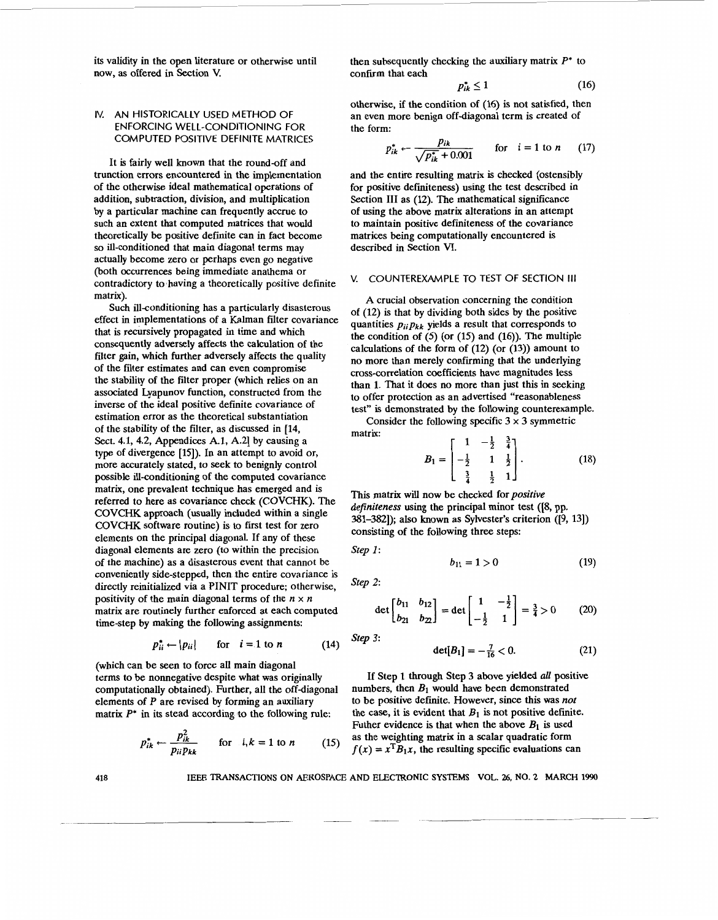its validity in the open literature or otherwise until now, as offered in Section V.

## IV. AN HISTORICALLY USED METHOD OF ENFORCING WELL-CONDITIONING FOR COMPUTED POSITIVE DEFINITE MATRICES

It is fairly well known that the round-off and trunction errors encountered in the implementation of the otherwise ideal mathematical operations of addition, subtraction, division, and multiplication by a particular machine can frequently accrue to such an extent that computed matrices that would theoretically be positive definite can in fact become so ill-conditioned that main diagonal terms may actually become zero or perhaps even go negative (both occurrences being immediate anathema or contradictory to having a theoretically positive definite matrix).

Such ill-conditioning has a particularly disasterous effect in implementations of a Kalman filter covariance that is recursively propagated in time and which consequently adversely affects the calculation of the filter gain, which further adversely affects the quality of the filter estimates and can even compromise the stability of the filter proper (which relies on an associated Lyapunov function, constructed from the inverse of the ideal positive definite covariance of estimation error as the theoretical substantiation of the stability of the filter, as discussed in [14, Sect. 4.1, 4.2, Appendices A.1, A.2] by causing a type of divergence [15]). In an attempt to avoid or, more accurately stated, to seek to benignly control possible ill-conditioning of the computed covariance matrix, one prevalent technique has emerged and is referred to here as covariance check (COVCHK). The COVCHK approach (usually included within a single COVCHK software routine) is to first test for zero elements on the principal diagonal. If any of these diagonal elements are zero (to within the precision of the machine) as a disasterous event that cannot be conveniently side-stepped, then the entire covariance is directly reinitialized via a PINIT procedure; otherwise, positivity of the main diagonal terms of the $n \times n$ matrix are routinely further enforced at each computed time-step by making the following assignments:

$$p_{ii}^* \leftarrow |p_{ii}| \qquad \text{for} \quad i = 1 \text{ to } n \tag{14}$$

(which can be seen to force all main diagonal terms to be nonnegative despite what was originally computationally obtained). Further, all the off-diagonal elements of $P$ are revised by forming an auxiliary matrix $P^*$ in its stead according to the following rule:

$$p_{ik}^* \leftarrow \frac{p_{ik}^2}{p_{ii}p_{kk}} \qquad \text{for} \quad i,k = 1 \text{ to } n \tag{15}$$

then subsequently checking the auxiliary matrix $P^*$ to confirm that each

$$p_{ik}^* \leq 1 \tag{16}$$

otherwise, if the condition of (16) is not satisfied, then an even more benign off-diagonal term is created of the form:

$$p_{ik}^* \leftarrow \frac{p_{ik}}{\sqrt{p_{ik}^*} + 0.001} \qquad \text{for} \quad i = 1 \text{ to } n \tag{17}$$

and the entire resulting matrix is checked (ostensibly for positive definiteness) using the test described in Section III as (12). The mathematical significance of using the above matrix alterations in an attempt to maintain positive definiteness of the covariance matrices being computationally encountered is described in Section VI.

## V. COUNTEREXAMPLE TO TEST OF SECTION III

A crucial observation concerning the condition of (12) is that by dividing both sides by the positive quantities $p_{ii}p_{kk}$ yields a result that corresponds to the condition of (5) (or (15) and (16)). The multiple calculations of the form of (12) (or (13)) amount to no more than merely confirming that the underlying cross-correlation coefficients have magnitudes less than 1. That it does no more than just this in seeking to offer protection as an advertised "reasonableness test" is demonstrated by the following counterexample.

Consider the following specific $3 \times 3$ symmetric matrix:

$$B_1 = \begin{bmatrix} 1 & -\frac{1}{2} & \frac{3}{4} \\ -\frac{1}{2} & 1 & \frac{1}{2} \\ \frac{3}{4} & \frac{1}{2} & 1 \end{bmatrix}. \tag{18}$$

This matrix will now be checked for *positive definiteness* using the principal minor test ([8, pp. 381–382]); also known as Sylvester's criterion ([9, 13]) consisting of the following three steps:

*Step 1:*

$$b_{11} = 1 > 0 \tag{19}$$

*Step 2:*

$$\det\begin{bmatrix} b_{11} & b_{12} \\ b_{21} & b_{22} \end{bmatrix} = \det\begin{bmatrix} 1 & -\frac{1}{2} \\ -\frac{1}{2} & 1 \end{bmatrix} = \frac{3}{4} > 0 \tag{20}$$

*Step 3:*

$$\det[B_1] = -\frac{7}{16} < 0. \tag{21}$$

If Step 1 through Step 3 above yielded *all* positive numbers, then $B_1$ would have been demonstrated to be positive definite. However, since this was *not* the case, it is evident that $B_1$ is not positive definite. Futher evidence is that when the above $B_1$ is used as the weighting matrix in a scalar quadratic form $f(x) = x^T B_1 x$, the resulting specific evaluations can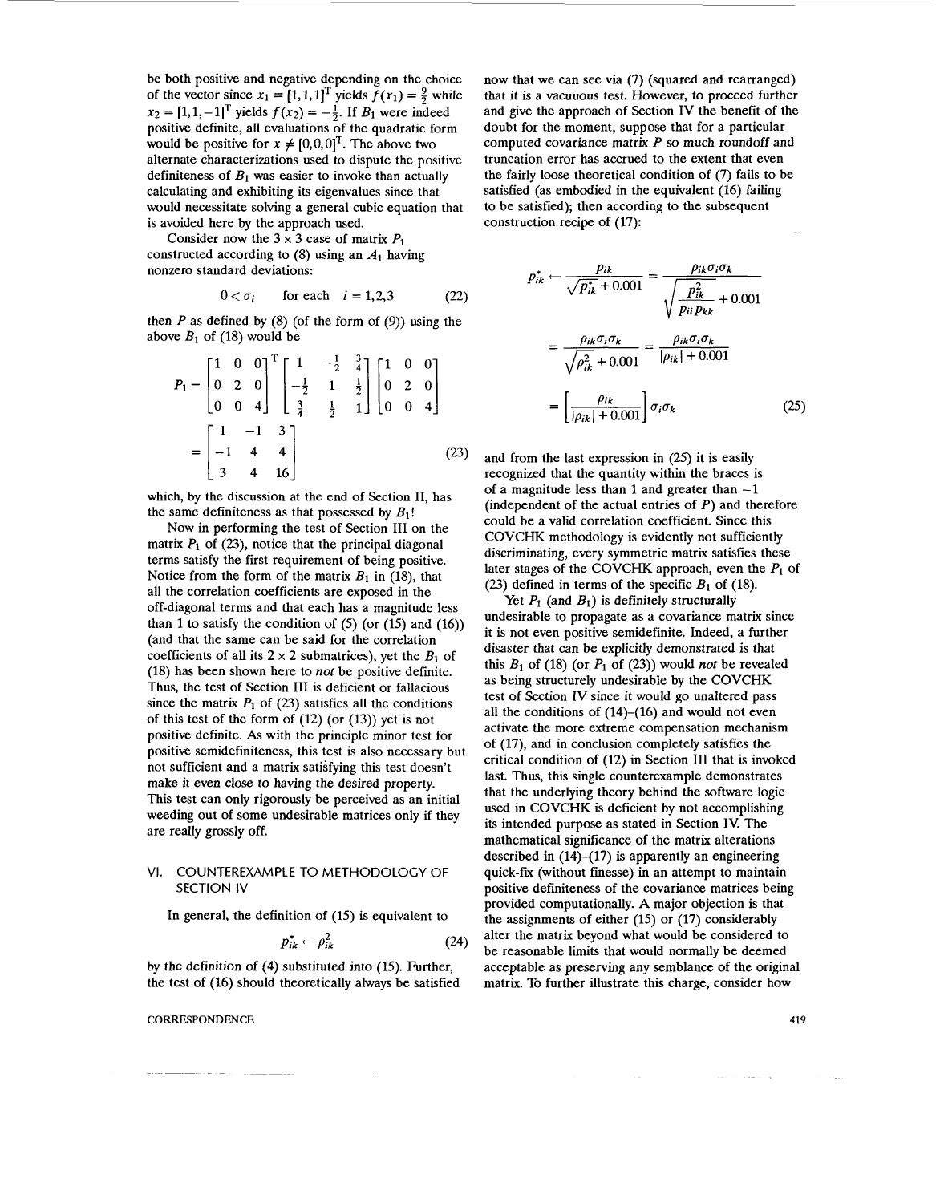be both positive and negative depending on the choice of the vector since $x_1 = [1,1,1]^T$ yields $f(x_1) = \frac{9}{2}$ while $x_2 = [1,1,-1]^T$ yields $f(x_2) = -\frac{1}{2}$. If $B_1$ were indeed positive definite, all evaluations of the quadratic form would be positive for $x \neq [0,0,0]^T$. The above two alternate characterizations used to dispute the positive definiteness of $B_1$ was easier to invoke than actually calculating and exhibiting its eigenvalues since that would necessitate solving a general cubic equation that is avoided here by the approach used.

Consider now the $3 \times 3$ case of matrix $P_1$ constructed according to (8) using an $A_1$ having nonzero standard deviations:

$$0 < \sigma_i \qquad \text{for each} \quad i = 1,2,3 \tag{22}$$

then $P$ as defined by (8) (of the form of (9)) using the above $B_1$ of (18) would be

$$P_1 = \begin{bmatrix} 1 & 0 & 0 \\ 0 & 2 & 0 \\ 0 & 0 & 4 \end{bmatrix}^T \begin{bmatrix} 1 & -\frac{1}{2} & \frac{3}{4} \\ -\frac{1}{2} & 1 & \frac{1}{2} \\ \frac{3}{4} & \frac{1}{2} & 1 \end{bmatrix} \begin{bmatrix} 1 & 0 & 0 \\ 0 & 2 & 0 \\ 0 & 0 & 4 \end{bmatrix} = \begin{bmatrix} 1 & -1 & 3 \\ -1 & 4 & 4 \\ 3 & 4 & 16 \end{bmatrix} \tag{23}$$

which, by the discussion at the end of Section II, has the same definiteness as that possessed by $B_1$!

Now in performing the test of Section III on the matrix $P_1$ of (23), notice that the principal diagonal terms satisfy the first requirement of being positive. Notice from the form of the matrix $B_1$ in (18), that all the correlation coefficients are exposed in the off-diagonal terms and that each has a magnitude less than 1 to satisfy the condition of (5) (or (15) and (16)) (and that the same can be said for the correlation coefficients of all its $2 \times 2$ submatrices), yet the $B_1$ of (18) has been shown here to *not* be positive definite. Thus, the test of Section III is deficient or fallacious since the matrix $P_1$ of (23) satisfies all the conditions of this test of the form of (12) (or (13)) yet is not positive definite. As with the principle minor test for positive semidefiniteness, this test is also necessary but not sufficient and a matrix satisfying this test doesn't make it even close to having the desired property. This test can only rigorously be perceived as an initial weeding out of some undesirable matrices only if they are really grossly off.

## VI. COUNTEREXAMPLE TO METHODOLOGY OF SECTION IV

In general, the definition of (15) is equivalent to

$$p_{ik}^* \leftarrow \rho_{ik}^2 \tag{24}$$

by the definition of (4) substituted into (15). Further, the test of (16) should theoretically always be satisfied now that we can see via (7) (squared and rearranged) that it is a vacuuous test. However, to proceed further and give the approach of Section IV the benefit of the doubt for the moment, suppose that for a particular computed covariance matrix $P$ so much roundoff and truncation error has accrued to the extent that even the fairly loose theoretical condition of (7) fails to be satisfied (as embodied in the equivalent (16) failing to be satisfied); then according to the subsequent construction recipe of (17):

$$\begin{aligned} p_{ik}^* \leftarrow \frac{p_{ik}}{\sqrt{p_{ik}^*} + 0.001} &= \frac{\rho_{ik}\sigma_i\sigma_k}{\sqrt{\frac{p_{ik}^2}{p_{ii}p_{kk}}} + 0.001} \\ &= \frac{\rho_{ik}\sigma_i\sigma_k}{\sqrt{\rho_{ik}^2} + 0.001} = \frac{\rho_{ik}\sigma_i\sigma_k}{|\rho_{ik}| + 0.001} \\ &= \left[\frac{\rho_{ik}}{|\rho_{ik}| + 0.001}\right]\sigma_i\sigma_k \end{aligned} \tag{25}$$

and from the last expression in (25) it is easily recognized that the quantity within the braces is of a magnitude less than 1 and greater than $-1$ (independent of the actual entries of $P$) and therefore could be a valid correlation coefficient. Since this COVCHK methodology is evidently not sufficiently discriminating, every symmetric matrix satisfies these later stages of the COVCHK approach, even the $P_1$ of (23) defined in terms of the specific $B_1$ of (18).

Yet $P_1$ (and $B_1$) is definitely structurally undesirable to propagate as a covariance matrix since it is not even positive semidefinite. Indeed, a further disaster that can be explicitly demonstrated is that this $B_1$ of (18) (or $P_1$ of (23)) would *not* be revealed as being structurally undesirable by the COVCHK test of Section IV since it would go unaltered pass all the conditions of (14)–(16) and would not even activate the more extreme compensation mechanism of (17), and in conclusion completely satisfies the critical condition of (12) in Section III that is invoked last. Thus, this single counterexample demonstrates that the underlying theory behind the software logic used in COVCHK is deficient by not accomplishing its intended purpose as stated in Section IV. The mathematical significance of the matrix alterations described in (14)–(17) is apparently an engineering quick-fix (without finesse) in an attempt to maintain positive definiteness of the covariance matrices being provided computationally. A major objection is that the assignments of either (15) or (17) considerably alter the matrix beyond what would be considered to be reasonable limits that would normally be deemed acceptable as preserving any semblance of the original matrix. To further illustrate this charge, consider how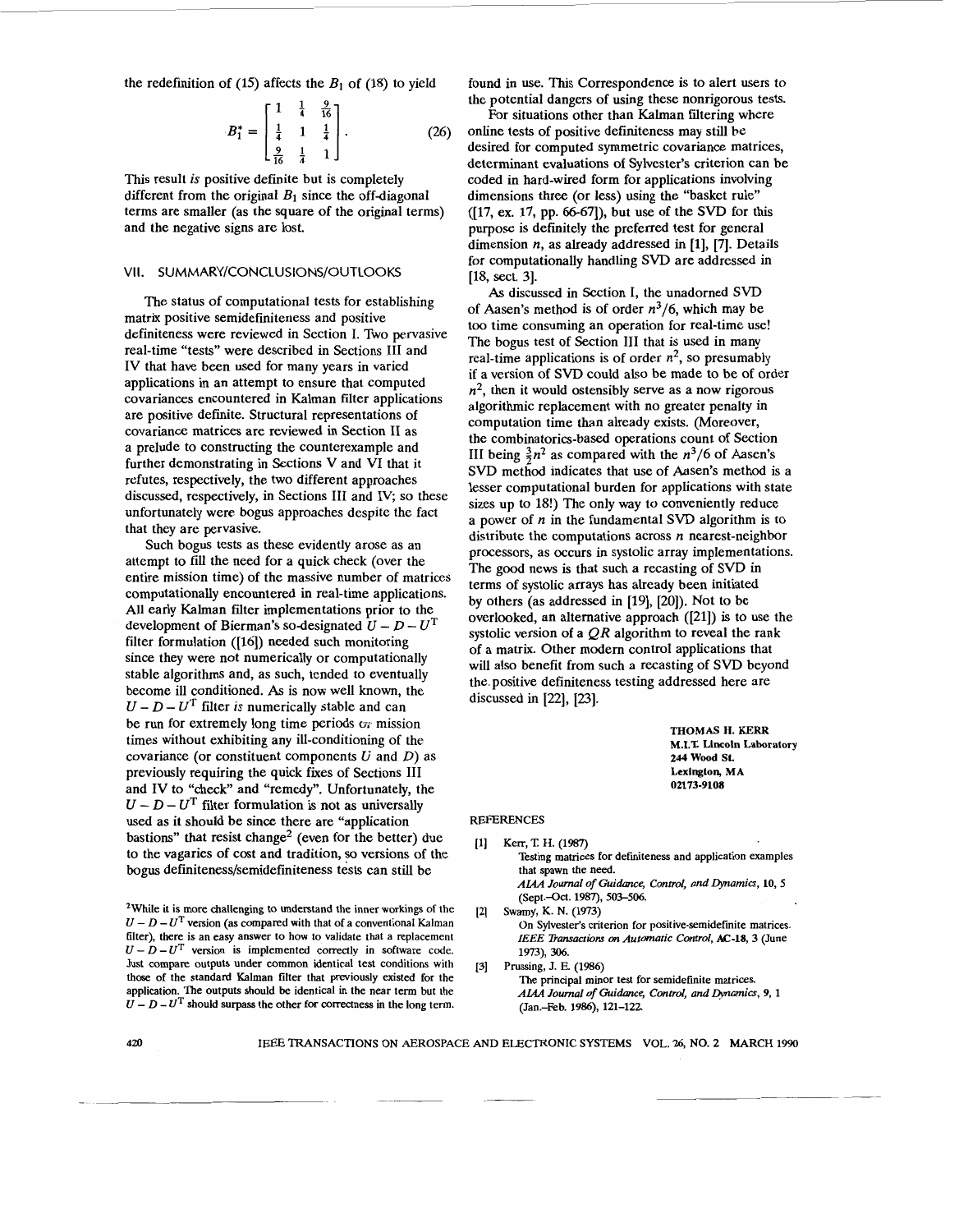the redefinition of (15) affects the $B_1$ of (18) to yield

$$B_1^* = \begin{bmatrix} 1 & \frac{1}{4} & \frac{9}{16} \\ \frac{1}{4} & 1 & \frac{1}{4} \\ \frac{9}{16} & \frac{1}{4} & 1 \end{bmatrix}. \quad (26)$$

This result *is* positive definite but is completely different from the original $B_1$ since the off-diagonal terms are smaller (as the square of the original terms) and the negative signs are lost.

## VII. SUMMARY/CONCLUSIONS/OUTLOOKS

The status of computational tests for establishing matrix positive semidefiniteness and positive definiteness were reviewed in Section I. Two pervasive real-time "tests" were described in Sections III and IV that have been used for many years in varied applications in an attempt to ensure that computed covariances encountered in Kalman filter applications are positive definite. Structural representations of covariance matrices are reviewed in Section II as a prelude to constructing the counterexample and further demonstrating in Sections V and VI that it refutes, respectively, the two different approaches discussed, respectively, in Sections III and IV; so these unfortunately were bogus approaches despite the fact that they are pervasive.

Such bogus tests as these evidently arose as an attempt to fill the need for a quick check (over the entire mission time) of the massive number of matrices computationally encountered in real-time applications. All early Kalman filter implementations prior to the development of Bierman's so-designated $U-D-U^{\mathrm{T}}$ filter formulation ([16]) needed such monitoring since they were not numerically or computationally stable algorithms and, as such, tended to eventually become ill conditioned. As is now well known, the $U-D-U^{\mathrm{T}}$ filter *is* numerically stable and can be run for extremely long time periods or mission times without exhibiting any ill-conditioning of the covariance (or constituent components $U$ and $D$) as previously requiring the quick fixes of Sections III and IV to "check" and "remedy". Unfortunately, the $U-D-U^{\mathrm{T}}$ filter formulation is not as universally used as it should be since there are "application bastions" that resist change[2] (even for the better) due to the vagaries of cost and tradition, so versions of the bogus definiteness/semidefiniteness tests can still be found in use. This Correspondence is to alert users to the potential dangers of using these nonrigorous tests.

For situations other than Kalman filtering where online tests of positive definiteness may still be desired for computed symmetric covariance matrices, determinant evaluations of Sylvester's criterion can be coded in hard-wired form for applications involving dimensions three (or less) using the "basket rule" ([17, ex. 17, pp. 66-67]), but use of the SVD for this purpose is definitely the preferred test for general dimension $n$, as already addressed in [1], [7]. Details for computationally handling SVD are addressed in [18, sect. 3].

As discussed in Section I, the unadorned SVD of Aasen's method is of order $n^3/6$, which may be too time consuming an operation for real-time use! The bogus test of Section III that is used in many real-time applications is of order $n^2$, so presumably if a version of SVD could also be made to be of order $n^2$, then it would ostensibly serve as a now rigorous algorithmic replacement with no greater penalty in computation time than already exists. (Moreover, the combinatorics-based operations count of Section III being $\frac{3}{2}n^2$ as compared with the $n^3/6$ of Aasen's SVD method indicates that use of Aasen's method is a lesser computational burden for applications with state sizes up to 18!) The only way to conveniently reduce a power of $n$ in the fundamental SVD algorithm is to distribute the computations across $n$ nearest-neighbor processors, as occurs in systolic array implementations. The good news is that such a recasting of SVD in terms of systolic arrays has already been initiated by others (as addressed in [19], [20]). Not to be overlooked, an alternative approach ([21]) is to use the systolic version of a $QR$ algorithm to reveal the rank of a matrix. Other modern control applications that will also benefit from such a recasting of SVD beyond the positive definiteness testing addressed here are discussed in [22], [23].

**THOMAS H. KERR**
**M.I.T. Lincoln Laboratory**
**244 Wood St.**
**Lexington, MA**
**02173-9108**

[2] While it is more challenging to understand the inner workings of the $U-D-U^{\mathrm{T}}$ version (as compared with that of a conventional Kalman filter), there is an easy answer to how to validate that a replacement $U-D-U^{\mathrm{T}}$ version is implemented correctly in software code. Just compare outputs under common identical test conditions with those of the standard Kalman filter that previously existed for the application. The outputs should be identical in the near term but the $U-D-U^{\mathrm{T}}$ should surpass the other for correctness in the long term.

## REFERENCES

[1] Kerr, T. H. (1987)
Testing matrices for definiteness and application examples that spawn the need.
*AIAA Journal of Guidance, Control, and Dynamics*, **10**, 5 (Sept.–Oct. 1987), 503–506.

[2] Swamy, K. N. (1973)
On Sylvester's criterion for positive-semidefinite matrices.
*IEEE Transactions on Automatic Control*, **AC-18**, 3 (June 1973), 306.

[3] Prussing, J. E. (1986)
The principal minor test for semidefinite matrices.
*AIAA Journal of Guidance, Control, and Dynamics*, **9**, 1 (Jan.–Feb. 1986), 121–122.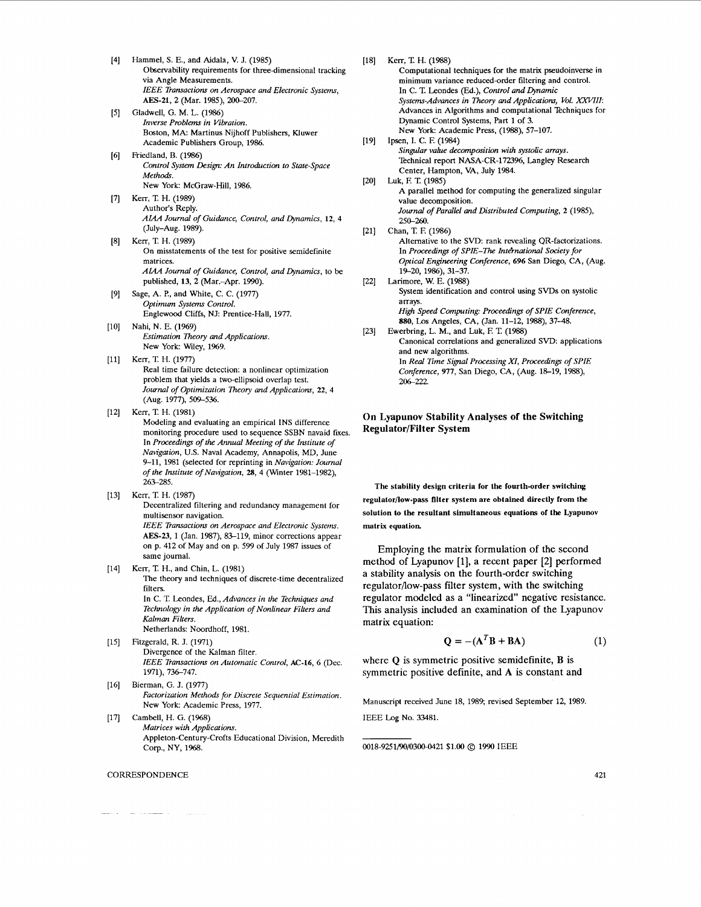[4] Hammel, S. E., and Aidala, V. J. (1985)
Observability requirements for three-dimensional tracking via Angle Measurements.
*IEEE Transactions on Aerospace and Electronic Systems*, **AES-21**, 2 (Mar. 1985), 200–207.

[5] Gladwell, G. M. L. (1986)
*Inverse Problems in Vibration*.
Boston, MA: Martinus Nijhoff Publishers, Kluwer Academic Publishers Group, 1986.

[6] Friedland, B. (1986)
*Control System Design: An Introduction to State-Space Methods*.
New York: McGraw-Hill, 1986.

[7] Kerr, T. H. (1989)
Author's Reply.
*AIAA Journal of Guidance, Control, and Dynamics*, **12**, 4 (July–Aug. 1989).

[8] Kerr, T. H. (1989)
On misstatements of the test for positive semidefinite matrices.
*AIAA Journal of Guidance, Control, and Dynamics*, to be published, **13**, 2 (Mar.–Apr. 1990).

[9] Sage, A. P., and White, C. C. (1977)
*Optimum Systems Control*.
Englewood Cliffs, NJ: Prentice-Hall, 1977.

[10] Nahi, N. E. (1969)
*Estimation Theory and Applications*.
New York: Wiley, 1969.

[11] Kerr, T. H. (1977)
Real time failure detection: a nonlinear optimization problem that yields a two-ellipsoid overlap test.
*Journal of Optimization Theory and Applications*, **22**, 4 (Aug. 1977), 509–536.

[12] Kerr, T. H. (1981)
Modeling and evaluating an empirical INS difference monitoring procedure used to sequence SSBN navaid fixes.
In *Proceedings of the Annual Meeting of the Institute of Navigation*, U.S. Naval Academy, Annapolis, MD, June 9–11, 1981 (selected for reprinting in *Navigation: Journal of the Institute of Navigation*, **28**, 4 (Winter 1981–1982), 263–285.

[13] Kerr, T. H. (1987)
Decentralized filtering and redundancy management for multisensor navigation.
*IEEE Transactions on Aerospace and Electronic Systems*. **AES-23**, 1 (Jan. 1987), 83–119, minor corrections appear on p. 412 of May and on p. 599 of July 1987 issues of same journal.

[14] Kerr, T. H., and Chin, L. (1981)
The theory and techniques of discrete-time decentralized filters.
In C. T. Leondes, Ed., *Advances in the Techniques and Technology in the Application of Nonlinear Filters and Kalman Filters*.
Netherlands: Noordhoff, 1981.

[15] Fitzgerald, R. J. (1971)
Divergence of the Kalman filter.
*IEEE Transactions on Automatic Control*, **AC-16**, 6 (Dec. 1971), 736–747.

[16] Bierman, G. J. (1977)
*Factorization Methods for Discrete Sequential Estimation*.
New York: Academic Press, 1977.

[17] Cambell, H. G. (1968)
*Matrices with Applications*.
Appleton-Century-Crofts Educational Division, Meredith Corp., NY, 1968.

[18] Kerr, T. H. (1988)
Computational techniques for the matrix pseudoinverse in minimum variance reduced-order filtering and control.
In C. T. Leondes (Ed.), *Control and Dynamic Systems-Advances in Theory and Applications, Vol. XXVIII*: Advances in Algorithms and computational Techniques for Dynamic Control Systems, Part 1 of 3.
New York: Academic Press, (1988), 57–107.

[19] Ipsen, I. C. F. (1984)
*Singular value decomposition with systolic arrays*.
Technical report NASA-CR-172396, Langley Research Center, Hampton, VA, July 1984.

[20] Luk, F. T. (1985)
A parallel method for computing the generalized singular value decomposition.
*Journal of Parallel and Distributed Computing*, **2** (1985), 250–260.

[21] Chan, T. F. (1986)
Alternative to the SVD: rank revealing QR-factorizations.
In *Proceedings of SPIE–The International Society for Optical Engineering Conference*, **696** San Diego, CA, (Aug. 19–20, 1986), 31–37.

[22] Larimore, W. E. (1988)
System identification and control using SVDs on systolic arrays.
*High Speed Computing: Proceedings of SPIE Conference*, **880**, Los Angeles, CA, (Jan. 11–12, 1988), 37–48.

[23] Ewerbring, L. M., and Luk, F. T. (1988)
Canonical correlations and generalized SVD: applications and new algorithms.
In *Real Time Signal Processing XI, Proceedings of SPIE Conference*, **977**, San Diego, CA, (Aug. 18–19, 1988), 206–222.

## On Lyapunov Stability Analyses of the Switching Regulator/Filter System

**The stability design criteria for the fourth-order switching regulator/low-pass filter system are obtained directly from the solution to the resultant simultaneous equations of the Lyapunov matrix equation.**

Employing the matrix formulation of the second method of Lyapunov [1], a recent paper [2] performed a stability analysis on the fourth-order switching regulator/low-pass filter system, with the switching regulator modeled as a "linearized" negative resistance. This analysis included an examination of the Lyapunov matrix equation:

$$\mathbf{Q} = -(\mathbf{A}^T\mathbf{B} + \mathbf{B}\mathbf{A}) \tag{1}$$

where $\mathbf{Q}$ is symmetric positive semidefinite, $\mathbf{B}$ is symmetric positive definite, and $\mathbf{A}$ is constant and

Manuscript received June 18, 1989; revised September 12, 1989.

IEEE Log No. 33481.

0018-9251/90/0300-0421 $1.00 © 1990 IEEE